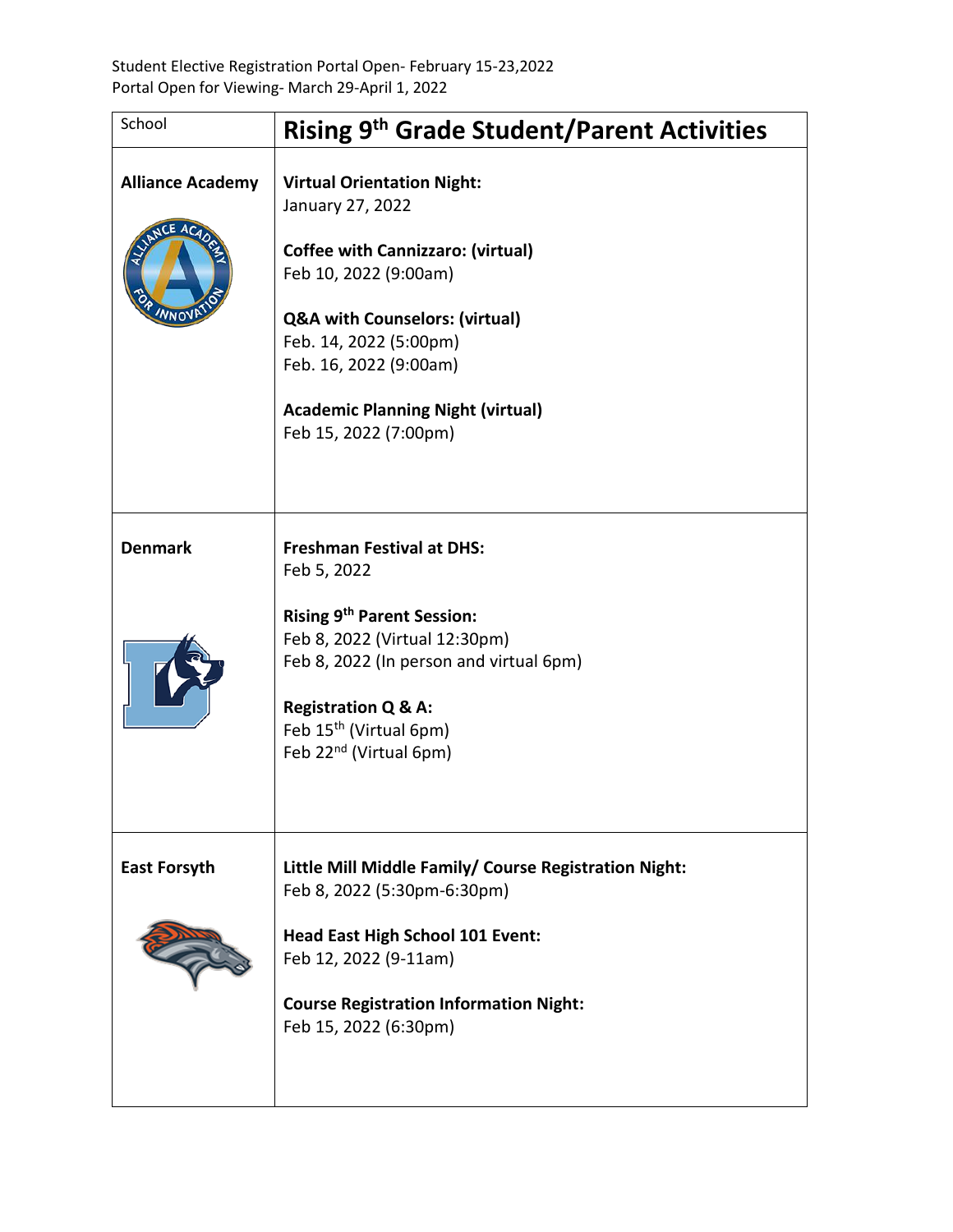Student Elective Registration Portal Open- February 15-23,2022
Portal Open for Viewing- March 29-April 1, 2022

| School | Rising 9th Grade Student/Parent Activities |
|---|---|
| **Alliance Academy** | **Virtual Orientation Night:**<br>January 27, 2022<br><br>**Coffee with Cannizzaro: (virtual)**<br>Feb 10, 2022 (9:00am)<br><br>**Q&A with Counselors: (virtual)**<br>Feb. 14, 2022 (5:00pm)<br>Feb. 16, 2022 (9:00am)<br><br>**Academic Planning Night (virtual)**<br>Feb 15, 2022 (7:00pm) |
| **Denmark** | **Freshman Festival at DHS:**<br>Feb 5, 2022<br><br>**Rising 9th Parent Session:**<br>Feb 8, 2022 (Virtual 12:30pm)<br>Feb 8, 2022 (In person and virtual 6pm)<br><br>**Registration Q & A:**<br>Feb 15th (Virtual 6pm)<br>Feb 22nd (Virtual 6pm) |
| **East Forsyth** | **Little Mill Middle Family/ Course Registration Night:**<br>Feb 8, 2022 (5:30pm-6:30pm)<br><br>**Head East High School 101 Event:**<br>Feb 12, 2022 (9-11am)<br><br>**Course Registration Information Night:**<br>Feb 15, 2022 (6:30pm) |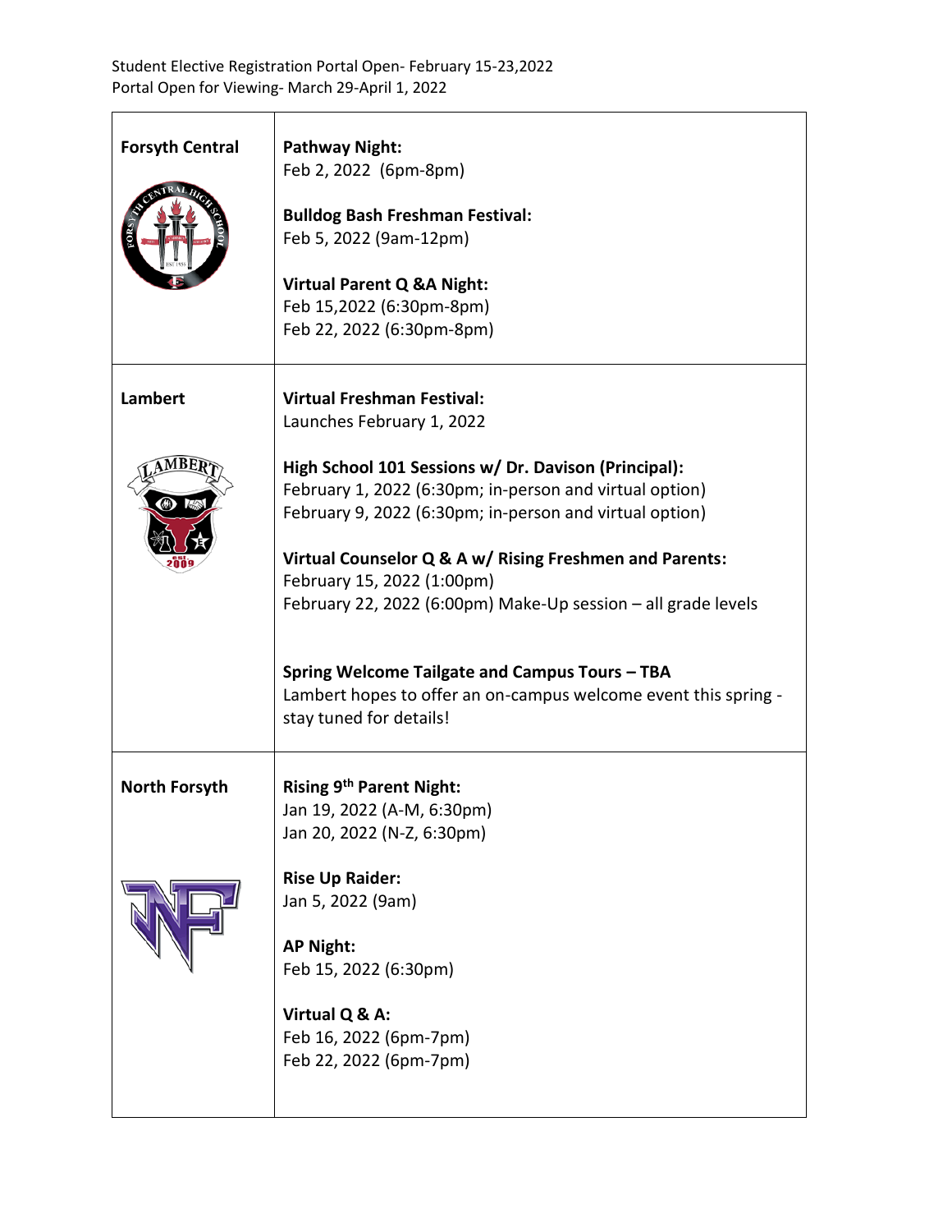Student Elective Registration Portal Open- February 15-23,2022
Portal Open for Viewing- March 29-April 1, 2022

| School | Events |
| --- | --- |
| **Forsyth Central** | **Pathway Night:**<br>Feb 2, 2022 (6pm-8pm)<br><br>**Bulldog Bash Freshman Festival:**<br>Feb 5, 2022 (9am-12pm)<br><br>**Virtual Parent Q &A Night:**<br>Feb 15,2022 (6:30pm-8pm)<br>Feb 22, 2022 (6:30pm-8pm) |
| **Lambert** | **Virtual Freshman Festival:**<br>Launches February 1, 2022<br><br>**High School 101 Sessions w/ Dr. Davison (Principal):**<br>February 1, 2022 (6:30pm; in-person and virtual option)<br>February 9, 2022 (6:30pm; in-person and virtual option)<br><br>**Virtual Counselor Q & A w/ Rising Freshmen and Parents:**<br>February 15, 2022 (1:00pm)<br>February 22, 2022 (6:00pm) Make-Up session – all grade levels<br><br>**Spring Welcome Tailgate and Campus Tours – TBA**<br>Lambert hopes to offer an on-campus welcome event this spring - stay tuned for details! |
| **North Forsyth** | **Rising 9th Parent Night:**<br>Jan 19, 2022 (A-M, 6:30pm)<br>Jan 20, 2022 (N-Z, 6:30pm)<br><br>**Rise Up Raider:**<br>Jan 5, 2022 (9am)<br><br>**AP Night:**<br>Feb 15, 2022 (6:30pm)<br><br>**Virtual Q & A:**<br>Feb 16, 2022 (6pm-7pm)<br>Feb 22, 2022 (6pm-7pm) |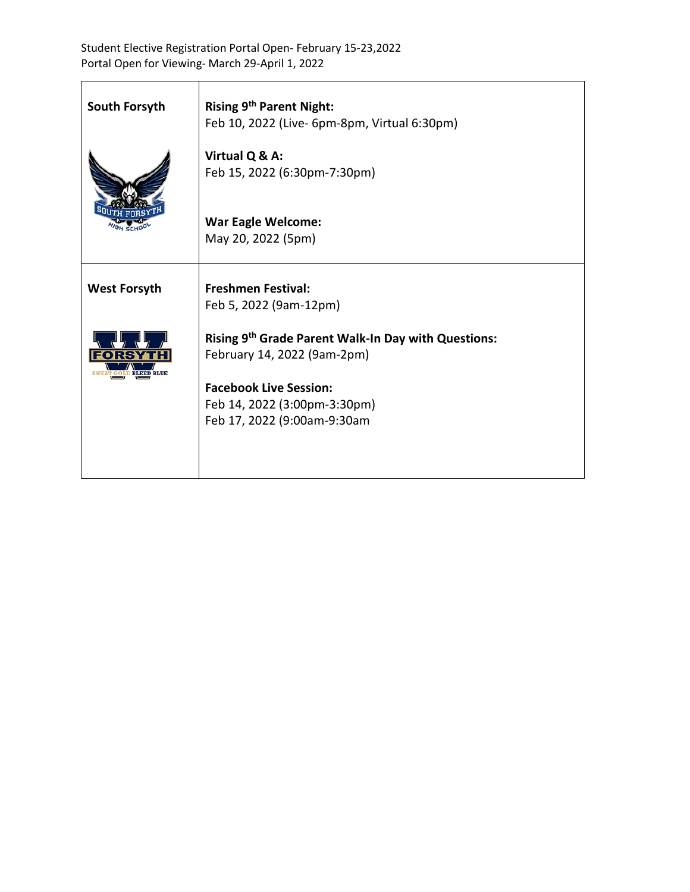Student Elective Registration Portal Open- February 15-23,2022
Portal Open for Viewing- March 29-April 1, 2022

| | |
|---|---|
| **South Forsyth** | **Rising 9th Parent Night:**<br>Feb 10, 2022 (Live- 6pm-8pm, Virtual 6:30pm)<br><br>**Virtual Q & A:**<br>Feb 15, 2022 (6:30pm-7:30pm)<br><br>**War Eagle Welcome:**<br>May 20, 2022 (5pm) |
| **West Forsyth** | **Freshmen Festival:**<br>Feb 5, 2022 (9am-12pm)<br><br>**Rising 9th Grade Parent Walk-In Day with Questions:**<br>February 14, 2022 (9am-2pm)<br><br>**Facebook Live Session:**<br>Feb 14, 2022 (3:00pm-3:30pm)<br>Feb 17, 2022 (9:00am-9:30am |